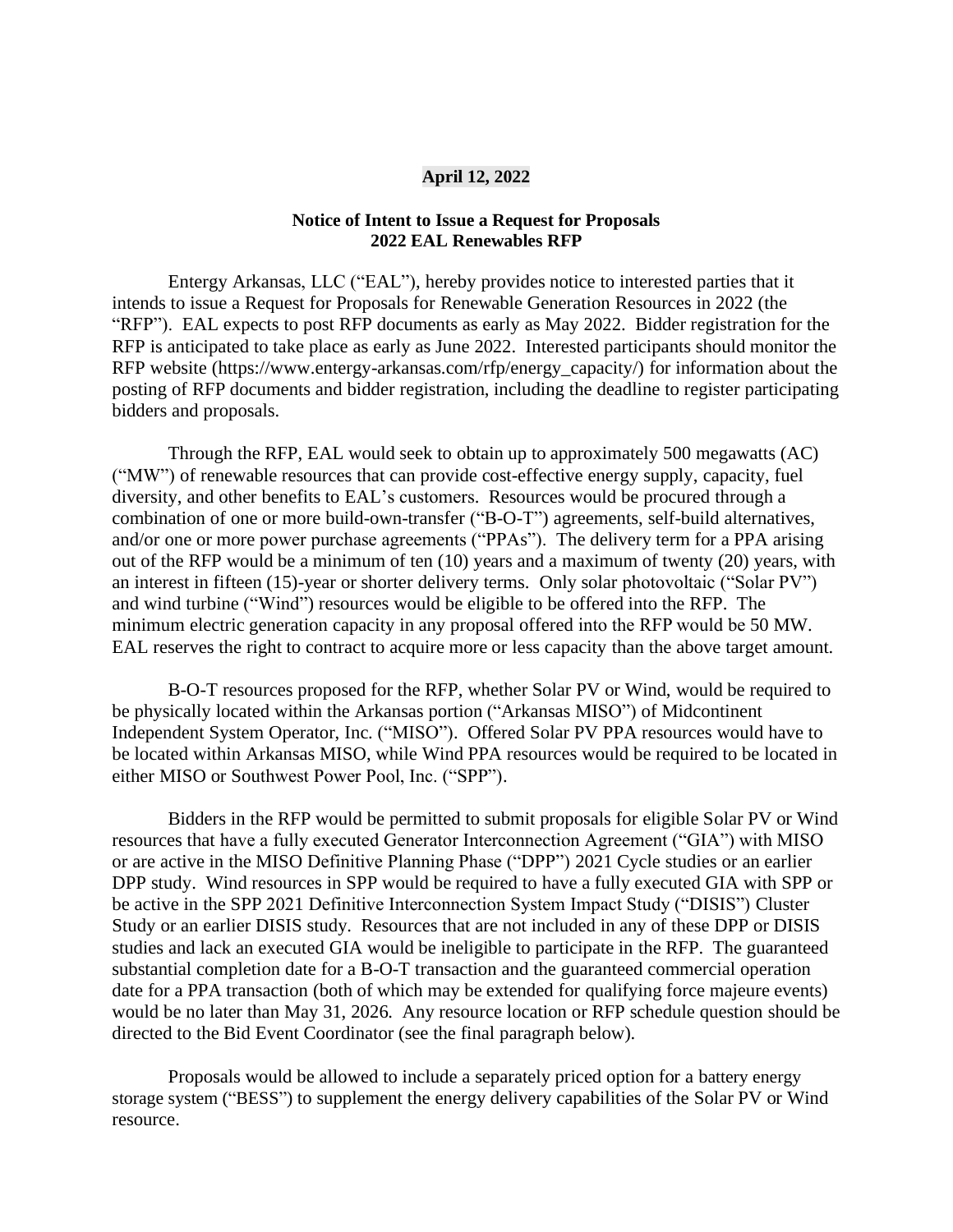**April 12, 2022**

**Notice of Intent to Issue a Request for Proposals**
**2022 EAL Renewables RFP**

Entergy Arkansas, LLC ("EAL"), hereby provides notice to interested parties that it intends to issue a Request for Proposals for Renewable Generation Resources in 2022 (the "RFP"). EAL expects to post RFP documents as early as May 2022. Bidder registration for the RFP is anticipated to take place as early as June 2022. Interested participants should monitor the RFP website (https://www.entergy-arkansas.com/rfp/energy_capacity/) for information about the posting of RFP documents and bidder registration, including the deadline to register participating bidders and proposals.

Through the RFP, EAL would seek to obtain up to approximately 500 megawatts (AC) ("MW") of renewable resources that can provide cost-effective energy supply, capacity, fuel diversity, and other benefits to EAL's customers. Resources would be procured through a combination of one or more build-own-transfer ("B-O-T") agreements, self-build alternatives, and/or one or more power purchase agreements ("PPAs"). The delivery term for a PPA arising out of the RFP would be a minimum of ten (10) years and a maximum of twenty (20) years, with an interest in fifteen (15)-year or shorter delivery terms. Only solar photovoltaic ("Solar PV") and wind turbine ("Wind") resources would be eligible to be offered into the RFP. The minimum electric generation capacity in any proposal offered into the RFP would be 50 MW. EAL reserves the right to contract to acquire more or less capacity than the above target amount.

B-O-T resources proposed for the RFP, whether Solar PV or Wind, would be required to be physically located within the Arkansas portion ("Arkansas MISO") of Midcontinent Independent System Operator, Inc. ("MISO"). Offered Solar PV PPA resources would have to be located within Arkansas MISO, while Wind PPA resources would be required to be located in either MISO or Southwest Power Pool, Inc. ("SPP").

Bidders in the RFP would be permitted to submit proposals for eligible Solar PV or Wind resources that have a fully executed Generator Interconnection Agreement ("GIA") with MISO or are active in the MISO Definitive Planning Phase ("DPP") 2021 Cycle studies or an earlier DPP study. Wind resources in SPP would be required to have a fully executed GIA with SPP or be active in the SPP 2021 Definitive Interconnection System Impact Study ("DISIS") Cluster Study or an earlier DISIS study. Resources that are not included in any of these DPP or DISIS studies and lack an executed GIA would be ineligible to participate in the RFP. The guaranteed substantial completion date for a B-O-T transaction and the guaranteed commercial operation date for a PPA transaction (both of which may be extended for qualifying force majeure events) would be no later than May 31, 2026. Any resource location or RFP schedule question should be directed to the Bid Event Coordinator (see the final paragraph below).

Proposals would be allowed to include a separately priced option for a battery energy storage system ("BESS") to supplement the energy delivery capabilities of the Solar PV or Wind resource.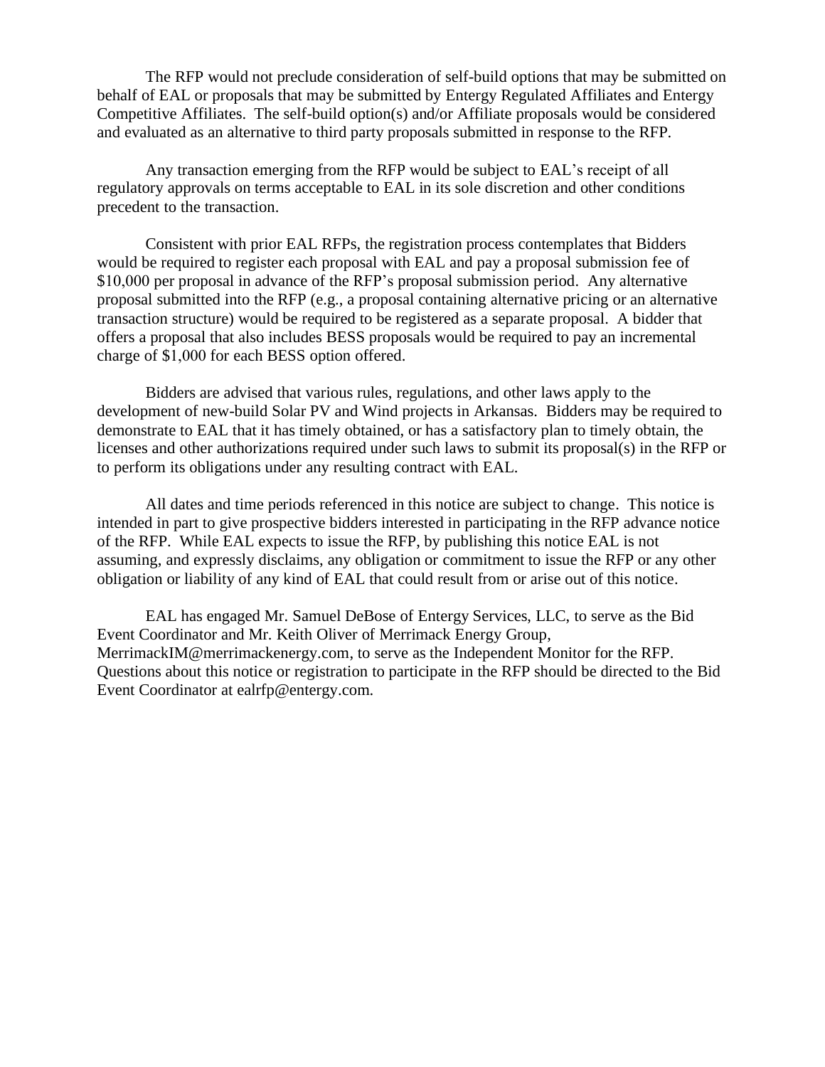The RFP would not preclude consideration of self-build options that may be submitted on behalf of EAL or proposals that may be submitted by Entergy Regulated Affiliates and Entergy Competitive Affiliates. The self-build option(s) and/or Affiliate proposals would be considered and evaluated as an alternative to third party proposals submitted in response to the RFP.

Any transaction emerging from the RFP would be subject to EAL's receipt of all regulatory approvals on terms acceptable to EAL in its sole discretion and other conditions precedent to the transaction.

Consistent with prior EAL RFPs, the registration process contemplates that Bidders would be required to register each proposal with EAL and pay a proposal submission fee of $10,000 per proposal in advance of the RFP's proposal submission period. Any alternative proposal submitted into the RFP (e.g., a proposal containing alternative pricing or an alternative transaction structure) would be required to be registered as a separate proposal. A bidder that offers a proposal that also includes BESS proposals would be required to pay an incremental charge of $1,000 for each BESS option offered.

Bidders are advised that various rules, regulations, and other laws apply to the development of new-build Solar PV and Wind projects in Arkansas. Bidders may be required to demonstrate to EAL that it has timely obtained, or has a satisfactory plan to timely obtain, the licenses and other authorizations required under such laws to submit its proposal(s) in the RFP or to perform its obligations under any resulting contract with EAL.

All dates and time periods referenced in this notice are subject to change. This notice is intended in part to give prospective bidders interested in participating in the RFP advance notice of the RFP. While EAL expects to issue the RFP, by publishing this notice EAL is not assuming, and expressly disclaims, any obligation or commitment to issue the RFP or any other obligation or liability of any kind of EAL that could result from or arise out of this notice.

EAL has engaged Mr. Samuel DeBose of Entergy Services, LLC, to serve as the Bid Event Coordinator and Mr. Keith Oliver of Merrimack Energy Group, MerrimackIM@merrimackenergy.com, to serve as the Independent Monitor for the RFP. Questions about this notice or registration to participate in the RFP should be directed to the Bid Event Coordinator at ealrfp@entergy.com.